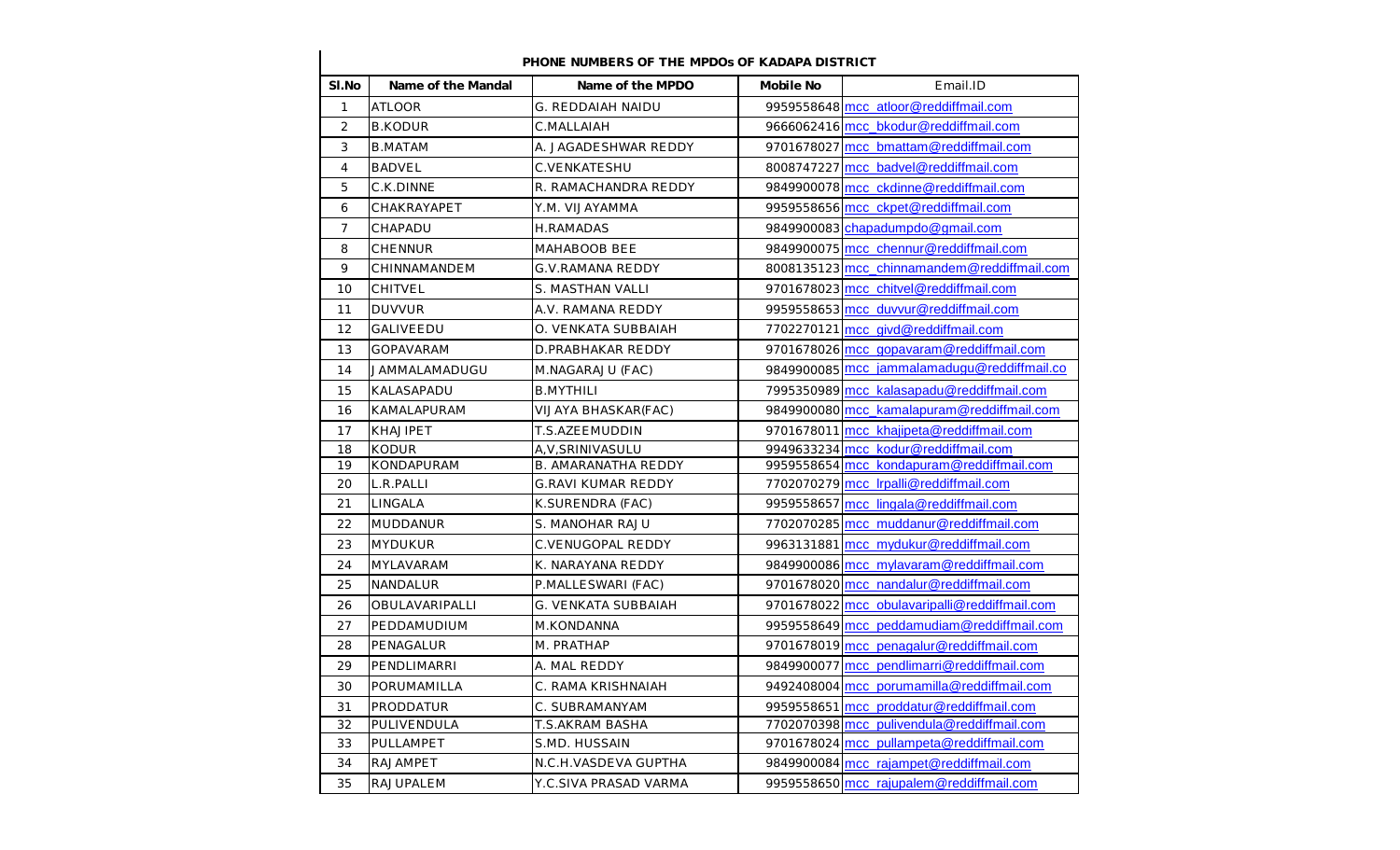**PHONE NUMBERS OF THE MPDOs OF KADAPA DISTRICT**

| Sl.No | Name of the Mandal | Name of the MPDO | Mobile No | Email.ID |
|---|---|---|---|---|
| 1 | ATLOOR | G. REDDAIAH NAIDU | 9959558648 | mcc_atloor@reddiffmail.com |
| 2 | B.KODUR | C.MALLAIAH | 9666062416 | mcc_bkodur@reddiffmail.com |
| 3 | B.MATAM | A. JAGADESHWAR REDDY | 9701678027 | mcc_bmattam@reddiffmail.com |
| 4 | BADVEL | C.VENKATESHU | 8008747227 | mcc_badvel@reddiffmail.com |
| 5 | C.K.DINNE | R. RAMACHANDRA REDDY | 9849900078 | mcc_ckdinne@reddiffmail.com |
| 6 | CHAKRAYAPET | Y.M. VIJAYAMMA | 9959558656 | mcc_ckpet@reddiffmail.com |
| 7 | CHAPADU | H.RAMADAS | 9849900083 | chapadumpdo@gmail.com |
| 8 | CHENNUR | MAHABOOB BEE | 9849900075 | mcc_chennur@reddiffmail.com |
| 9 | CHINNAMANDEM | G.V.RAMANA REDDY | 8008135123 | mcc_chinnamandem@reddiffmail.com |
| 10 | CHITVEL | S. MASTHAN VALLI | 9701678023 | mcc_chitvel@reddiffmail.com |
| 11 | DUVVUR | A.V. RAMANA REDDY | 9959558653 | mcc_duvvur@reddiffmail.com |
| 12 | GALIVEEDU | O. VENKATA SUBBAIAH | 7702270121 | mcc_givd@reddiffmail.com |
| 13 | GOPAVARAM | D.PRABHAKAR REDDY | 9701678026 | mcc_gopavaram@reddiffmail.com |
| 14 | JAMMALAMADUGU | M.NAGARAJU (FAC) | 9849900085 | mcc_jammalamadugu@reddiffmail.co |
| 15 | KALASAPADU | B.MYTHILI | 7995350989 | mcc_kalasapadu@reddiffmail.com |
| 16 | KAMALAPURAM | VIJAYA BHASKAR(FAC) | 9849900080 | mcc_kamalapuram@reddiffmail.com |
| 17 | KHAJIPET | T.S.AZEEMUDDIN | 9701678011 | mcc_khajipeta@reddiffmail.com |
| 18 | KODUR | A,V,SRINIVASULU | 9949633234 | mcc_kodur@reddiffmail.com |
| 19 | KONDAPURAM | B. AMARANATHA REDDY | 9959558654 | mcc_kondapuram@reddiffmail.com |
| 20 | L.R.PALLI | G.RAVI KUMAR REDDY | 7702070279 | mcc_lrpalli@reddiffmail.com |
| 21 | LINGALA | K.SURENDRA (FAC) | 9959558657 | mcc_lingala@reddiffmail.com |
| 22 | MUDDANUR | S. MANOHAR RAJU | 7702070285 | mcc_muddanur@reddiffmail.com |
| 23 | MYDUKUR | C.VENUGOPAL REDDY | 9963131881 | mcc_mydukur@reddiffmail.com |
| 24 | MYLAVARAM | K. NARAYANA REDDY | 9849900086 | mcc_mylavaram@reddiffmail.com |
| 25 | NANDALUR | P.MALLESWARI (FAC) | 9701678020 | mcc_nandalur@reddiffmail.com |
| 26 | OBULAVARIPALLI | G. VENKATA SUBBAIAH | 9701678022 | mcc_obulavaripalli@reddiffmail.com |
| 27 | PEDDAMUDIUM | M.KONDANNA | 9959558649 | mcc_peddamudiam@reddiffmail.com |
| 28 | PENAGALUR | M. PRATHAP | 9701678019 | mcc_penagalur@reddiffmail.com |
| 29 | PENDLIMARRI | A. MAL REDDY | 9849900077 | mcc_pendlimarri@reddiffmail.com |
| 30 | PORUMAMILLA | C. RAMA KRISHNAIAH | 9492408004 | mcc_porumamilla@reddiffmail.com |
| 31 | PRODDATUR | C. SUBRAMANYAM | 9959558651 | mcc_proddatur@reddiffmail.com |
| 32 | PULIVENDULA | T.S.AKRAM BASHA | 7702070398 | mcc_pulivendula@reddiffmail.com |
| 33 | PULLAMPET | S.MD. HUSSAIN | 9701678024 | mcc_pullampeta@reddiffmail.com |
| 34 | RAJAMPET | N.C.H.VASDEVA GUPTHA | 9849900084 | mcc_rajampet@reddiffmail.com |
| 35 | RAJUPALEM | Y.C.SIVA PRASAD VARMA | 9959558650 | mcc_rajupalem@reddiffmail.com |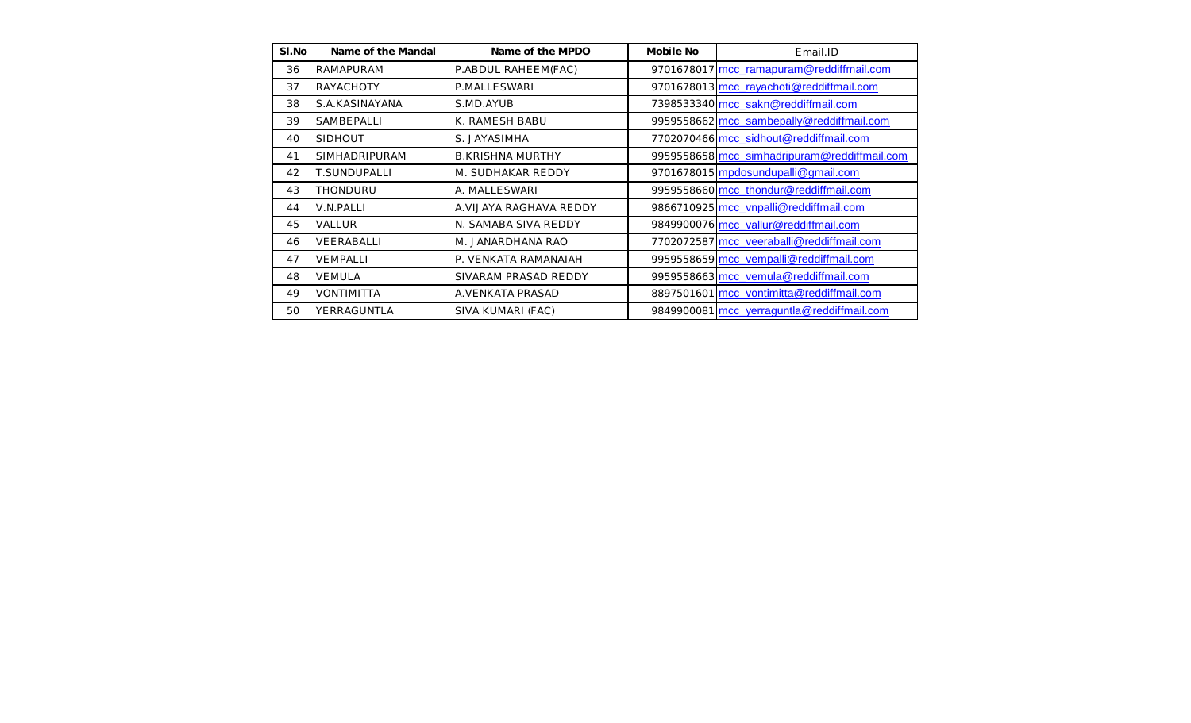| Sl.No | Name of the Mandal | Name of the MPDO | Mobile No | Email.ID |
|---|---|---|---|---|
| 36 | RAMAPURAM | P.ABDUL RAHEEM(FAC) | 9701678017 | mcc_ramapuram@reddiffmail.com |
| 37 | RAYACHOTY | P.MALLESWARI | 9701678013 | mcc_rayachoti@reddiffmail.com |
| 38 | S.A.KASINAYANA | S.MD.AYUB | 7398533340 | mcc_sakn@reddiffmail.com |
| 39 | SAMBEPALLI | K. RAMESH BABU | 9959558662 | mcc_sambepally@reddiffmail.com |
| 40 | SIDHOUT | S. JAYASIMHA | 7702070466 | mcc_sidhout@reddiffmail.com |
| 41 | SIMHADRIPURAM | B.KRISHNA MURTHY | 9959558658 | mcc_simhadripuram@reddiffmail.com |
| 42 | T.SUNDUPALLI | M. SUDHAKAR REDDY | 9701678015 | mpdosundupalli@gmail.com |
| 43 | THONDURU | A. MALLESWARI | 9959558660 | mcc_thondur@reddiffmail.com |
| 44 | V.N.PALLI | A.VIJAYA RAGHAVA REDDY | 9866710925 | mcc_vnpalli@reddiffmail.com |
| 45 | VALLUR | N. SAMABA SIVA REDDY | 9849900076 | mcc_vallur@reddiffmail.com |
| 46 | VEERABALLI | M. JANARDHANA RAO | 7702072587 | mcc_veeraballi@reddiffmail.com |
| 47 | VEMPALLI | P. VENKATA RAMANAIAH | 9959558659 | mcc_vempalli@reddiffmail.com |
| 48 | VEMULA | SIVARAM PRASAD REDDY | 9959558663 | mcc_vemula@reddiffmail.com |
| 49 | VONTIMITTA | A.VENKATA PRASAD | 8897501601 | mcc_vontimitta@reddiffmail.com |
| 50 | YERRAGUNTLA | SIVA KUMARI (FAC) | 9849900081 | mcc_yerraguntla@reddiffmail.com |